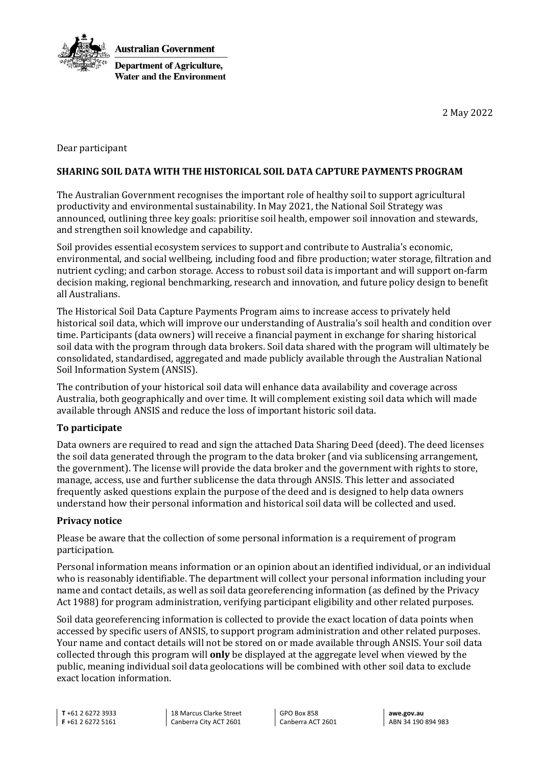Australian Government

Department of Agriculture, Water and the Environment

2 May 2022

Dear participant

**SHARING SOIL DATA WITH THE HISTORICAL SOIL DATA CAPTURE PAYMENTS PROGRAM**

The Australian Government recognises the important role of healthy soil to support agricultural productivity and environmental sustainability. In May 2021, the National Soil Strategy was announced, outlining three key goals: prioritise soil health, empower soil innovation and stewards, and strengthen soil knowledge and capability.

Soil provides essential ecosystem services to support and contribute to Australia's economic, environmental, and social wellbeing, including food and fibre production; water storage, filtration and nutrient cycling; and carbon storage. Access to robust soil data is important and will support on-farm decision making, regional benchmarking, research and innovation, and future policy design to benefit all Australians.

The Historical Soil Data Capture Payments Program aims to increase access to privately held historical soil data, which will improve our understanding of Australia's soil health and condition over time. Participants (data owners) will receive a financial payment in exchange for sharing historical soil data with the program through data brokers. Soil data shared with the program will ultimately be consolidated, standardised, aggregated and made publicly available through the Australian National Soil Information System (ANSIS).

The contribution of your historical soil data will enhance data availability and coverage across Australia, both geographically and over time. It will complement existing soil data which will made available through ANSIS and reduce the loss of important historic soil data.

## To participate

Data owners are required to read and sign the attached Data Sharing Deed (deed). The deed licenses the soil data generated through the program to the data broker (and via sublicensing arrangement, the government). The license will provide the data broker and the government with rights to store, manage, access, use and further sublicense the data through ANSIS. This letter and associated frequently asked questions explain the purpose of the deed and is designed to help data owners understand how their personal information and historical soil data will be collected and used.

## Privacy notice

Please be aware that the collection of some personal information is a requirement of program participation.

Personal information means information or an opinion about an identified individual, or an individual who is reasonably identifiable. The department will collect your personal information including your name and contact details, as well as soil data georeferencing information (as defined by the Privacy Act 1988) for program administration, verifying participant eligibility and other related purposes.

Soil data georeferencing information is collected to provide the exact location of data points when accessed by specific users of ANSIS, to support program administration and other related purposes. Your name and contact details will not be stored on or made available through ANSIS. Your soil data collected through this program will **only** be displayed at the aggregate level when viewed by the public, meaning individual soil data geolocations will be combined with other soil data to exclude exact location information.

T +61 2 6272 3933
F +61 2 6272 5161

18 Marcus Clarke Street
Canberra City ACT 2601

GPO Box 858
Canberra ACT 2601

**awe.gov.au**
ABN 34 190 894 983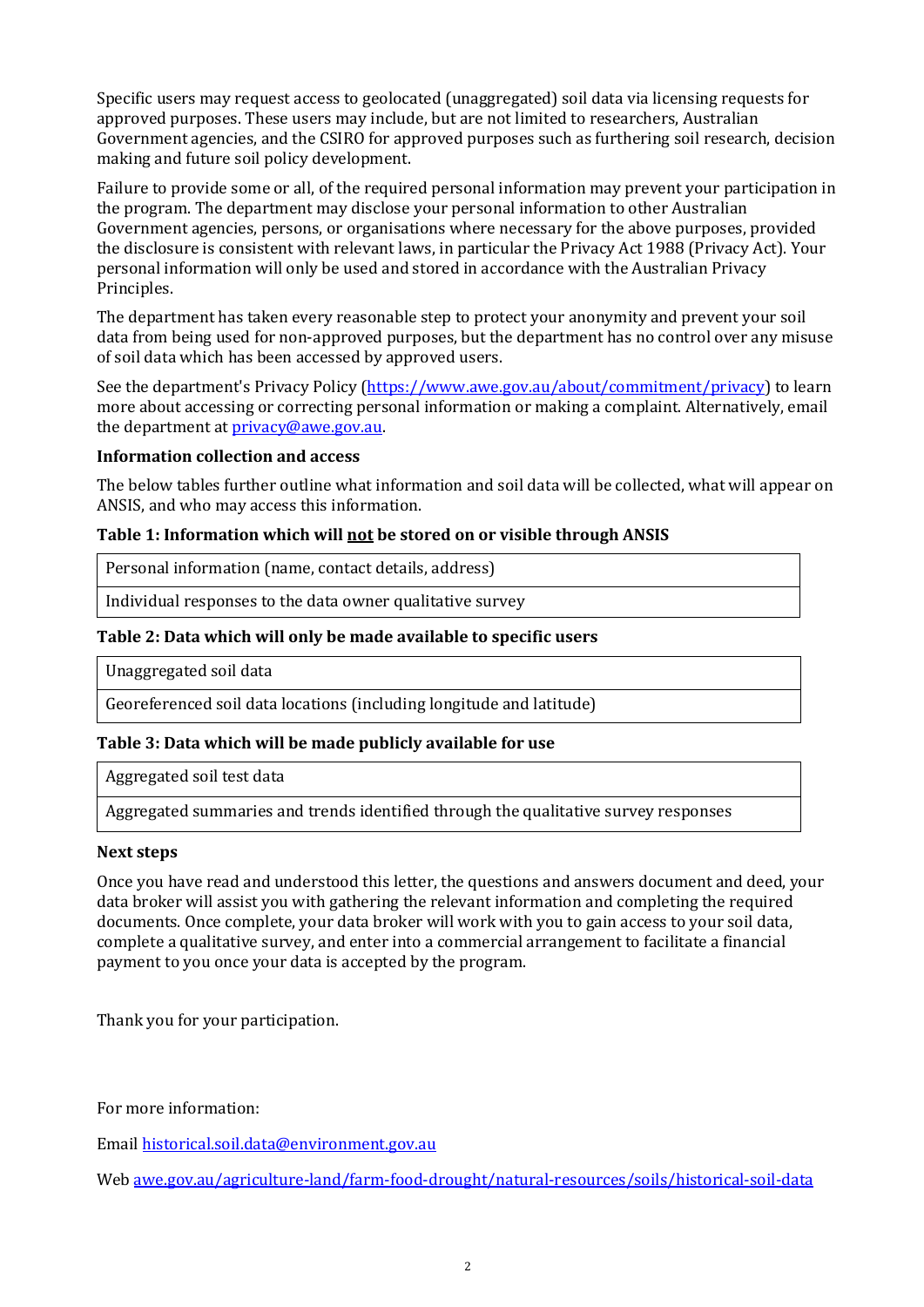Specific users may request access to geolocated (unaggregated) soil data via licensing requests for approved purposes. These users may include, but are not limited to researchers, Australian Government agencies, and the CSIRO for approved purposes such as furthering soil research, decision making and future soil policy development.

Failure to provide some or all, of the required personal information may prevent your participation in the program. The department may disclose your personal information to other Australian Government agencies, persons, or organisations where necessary for the above purposes, provided the disclosure is consistent with relevant laws, in particular the Privacy Act 1988 (Privacy Act). Your personal information will only be used and stored in accordance with the Australian Privacy Principles.

The department has taken every reasonable step to protect your anonymity and prevent your soil data from being used for non-approved purposes, but the department has no control over any misuse of soil data which has been accessed by approved users.

See the department's Privacy Policy ([https://www.awe.gov.au/about/commitment/privacy](https://www.awe.gov.au/about/commitment/privacy)) to learn more about accessing or correcting personal information or making a complaint. Alternatively, email the department at [privacy@awe.gov.au](mailto:privacy@awe.gov.au).

**Information collection and access**

The below tables further outline what information and soil data will be collected, what will appear on ANSIS, and who may access this information.

**Table 1: Information which will <u>not</u> be stored on or visible through ANSIS**

| |
|---|
| Personal information (name, contact details, address) |
| Individual responses to the data owner qualitative survey |

**Table 2: Data which will only be made available to specific users**

| |
|---|
| Unaggregated soil data |
| Georeferenced soil data locations (including longitude and latitude) |

**Table 3: Data which will be made publicly available for use**

| |
|---|
| Aggregated soil test data |
| Aggregated summaries and trends identified through the qualitative survey responses |

**Next steps**

Once you have read and understood this letter, the questions and answers document and deed, your data broker will assist you with gathering the relevant information and completing the required documents. Once complete, your data broker will work with you to gain access to your soil data, complete a qualitative survey, and enter into a commercial arrangement to facilitate a financial payment to you once your data is accepted by the program.

Thank you for your participation.

For more information:

Email [historical.soil.data@environment.gov.au](mailto:historical.soil.data@environment.gov.au)

Web [awe.gov.au/agriculture-land/farm-food-drought/natural-resources/soils/historical-soil-data](https://awe.gov.au/agriculture-land/farm-food-drought/natural-resources/soils/historical-soil-data)